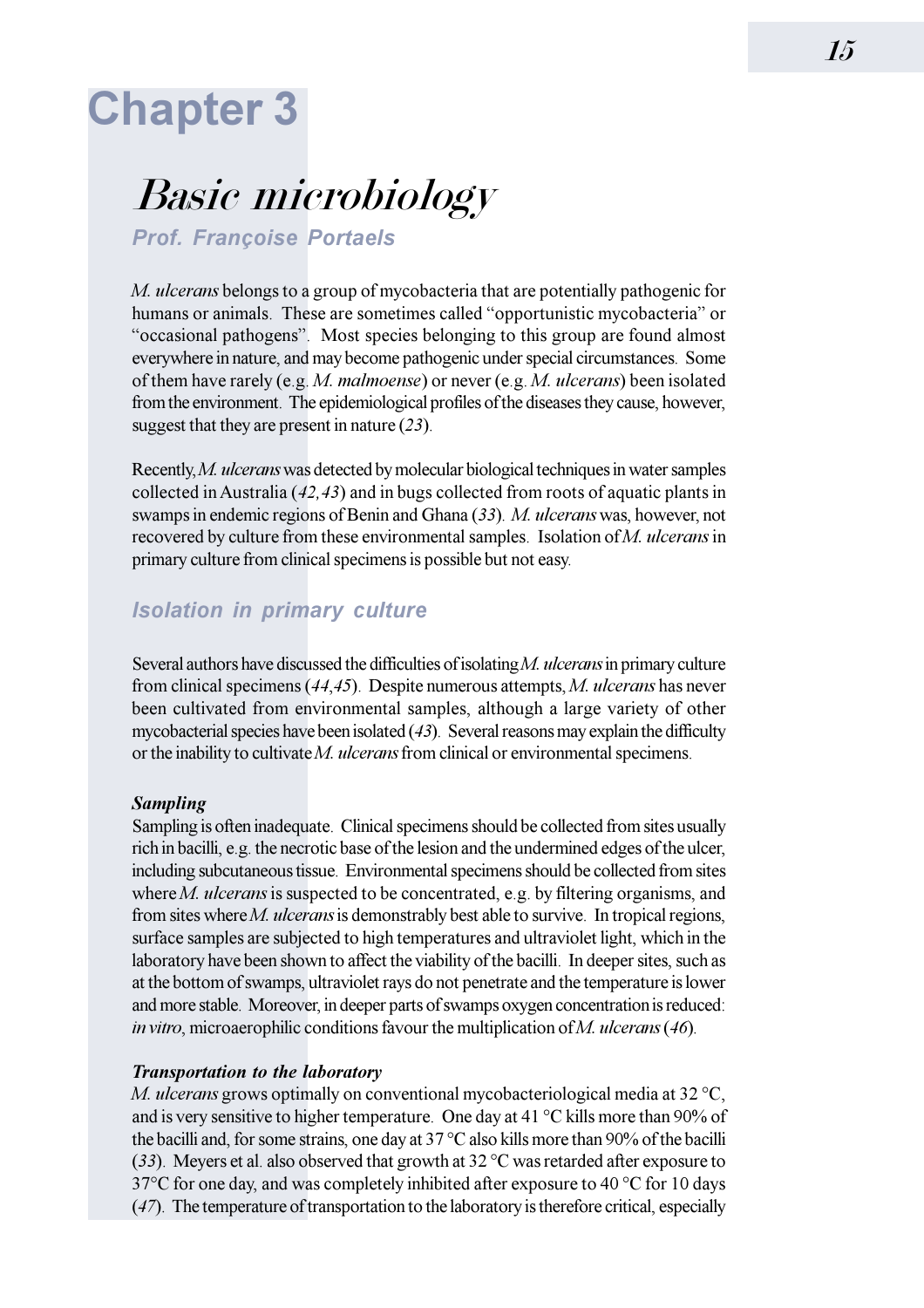# Chapter 3

## Basic microbiology

**Prof. Françoise Portaels**

*M. ulcerans* belongs to a group of mycobacteria that are potentially pathogenic for humans or animals. These are sometimes called "opportunistic mycobacteria" or "occasional pathogens". Most species belonging to this group are found almost everywhere in nature, and may become pathogenic under special circumstances. Some of them have rarely (e.g. *M. malmoense*) or never (e.g. *M. ulcerans*) been isolated from the environment. The epidemiological profiles of the diseases they cause, however, suggest that they are present in nature (*23*).

Recently, *M. ulcerans* was detected by molecular biological techniques in water samples collected in Australia (*42,43*) and in bugs collected from roots of aquatic plants in swamps in endemic regions of Benin and Ghana (*33*). *M. ulcerans* was, however, not recovered by culture from these environmental samples. Isolation of *M. ulcerans* in primary culture from clinical specimens is possible but not easy.

### Isolation in primary culture

Several authors have discussed the difficulties of isolating *M. ulcerans* in primary culture from clinical specimens (*44,45*). Despite numerous attempts, *M. ulcerans* has never been cultivated from environmental samples, although a large variety of other mycobacterial species have been isolated (*43*). Several reasons may explain the difficulty or the inability to cultivate *M. ulcerans* from clinical or environmental specimens.

#### *Sampling*

Sampling is often inadequate. Clinical specimens should be collected from sites usually rich in bacilli, e.g. the necrotic base of the lesion and the undermined edges of the ulcer, including subcutaneous tissue. Environmental specimens should be collected from sites where *M. ulcerans* is suspected to be concentrated, e.g. by filtering organisms, and from sites where *M. ulcerans* is demonstrably best able to survive. In tropical regions, surface samples are subjected to high temperatures and ultraviolet light, which in the laboratory have been shown to affect the viability of the bacilli. In deeper sites, such as at the bottom of swamps, ultraviolet rays do not penetrate and the temperature is lower and more stable. Moreover, in deeper parts of swamps oxygen concentration is reduced: *in vitro*, microaerophilic conditions favour the multiplication of *M. ulcerans* (*46*).

#### *Transportation to the laboratory*

*M. ulcerans* grows optimally on conventional mycobacteriological media at 32 °C, and is very sensitive to higher temperature. One day at 41 °C kills more than 90% of the bacilli and, for some strains, one day at 37 °C also kills more than 90% of the bacilli (*33*). Meyers et al. also observed that growth at 32 °C was retarded after exposure to 37°C for one day, and was completely inhibited after exposure to 40 °C for 10 days (*47*). The temperature of transportation to the laboratory is therefore critical, especially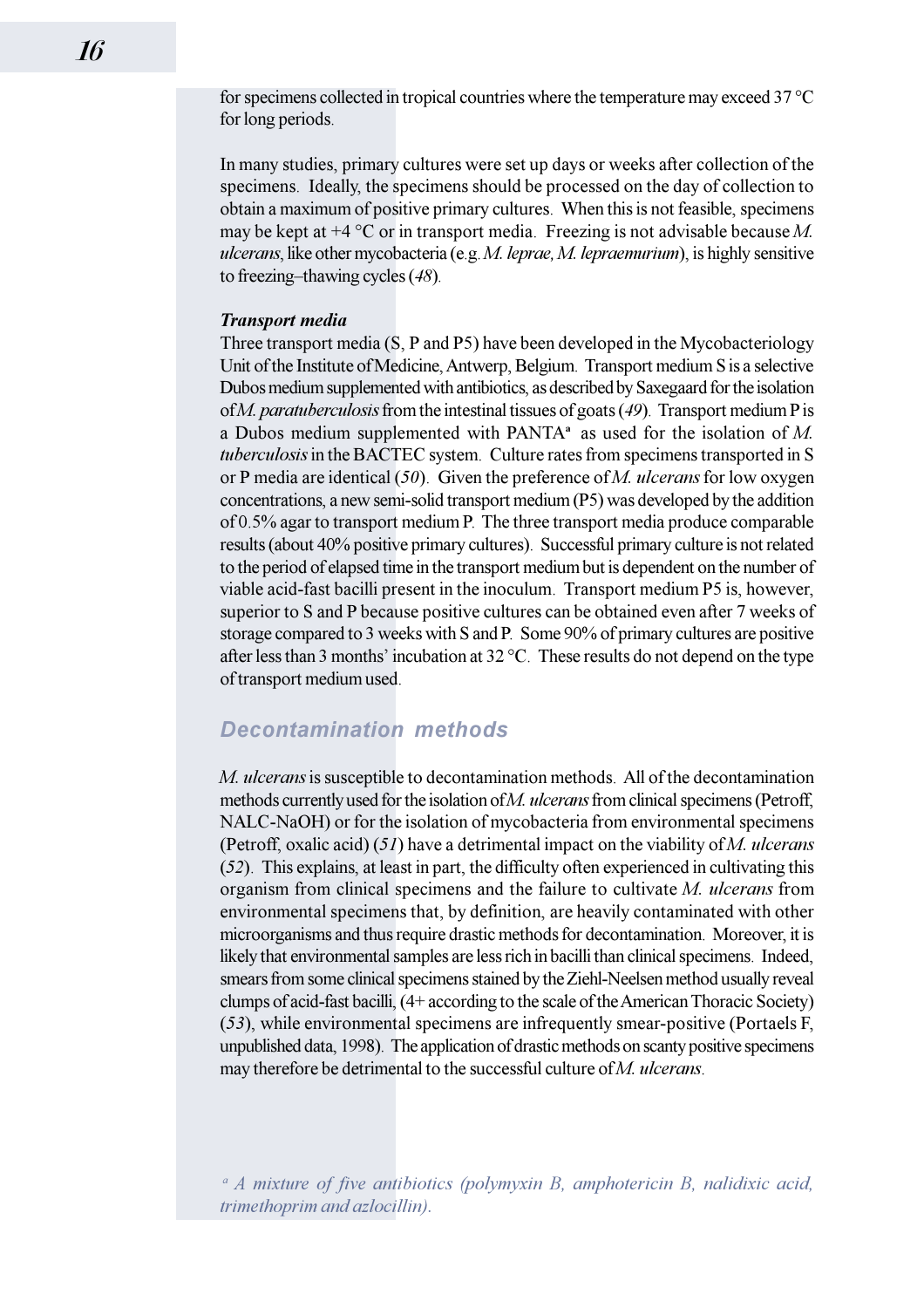for specimens collected in tropical countries where the temperature may exceed 37 °C for long periods.

In many studies, primary cultures were set up days or weeks after collection of the specimens. Ideally, the specimens should be processed on the day of collection to obtain a maximum of positive primary cultures. When this is not feasible, specimens may be kept at +4 °C or in transport media. Freezing is not advisable because *M. ulcerans*, like other mycobacteria (e.g. *M. leprae, M. lepraemurium*), is highly sensitive to freezing–thawing cycles (*48*).

***Transport media***

Three transport media (S, P and P5) have been developed in the Mycobacteriology Unit of the Institute of Medicine, Antwerp, Belgium. Transport medium S is a selective Dubos medium supplemented with antibiotics, as described by Saxegaard for the isolation of *M. paratuberculosis* from the intestinal tissues of goats (*49*). Transport medium P is a Dubos medium supplemented with PANTA[a] as used for the isolation of *M. tuberculosis* in the BACTEC system. Culture rates from specimens transported in S or P media are identical (*50*). Given the preference of *M. ulcerans* for low oxygen concentrations, a new semi-solid transport medium (P5) was developed by the addition of 0.5% agar to transport medium P. The three transport media produce comparable results (about 40% positive primary cultures). Successful primary culture is not related to the period of elapsed time in the transport medium but is dependent on the number of viable acid-fast bacilli present in the inoculum. Transport medium P5 is, however, superior to S and P because positive cultures can be obtained even after 7 weeks of storage compared to 3 weeks with S and P. Some 90% of primary cultures are positive after less than 3 months' incubation at 32 °C. These results do not depend on the type of transport medium used.

## Decontamination methods

*M. ulcerans* is susceptible to decontamination methods. All of the decontamination methods currently used for the isolation of *M. ulcerans* from clinical specimens (Petroff, NALC-NaOH) or for the isolation of mycobacteria from environmental specimens (Petroff, oxalic acid) (*51*) have a detrimental impact on the viability of *M. ulcerans* (*52*). This explains, at least in part, the difficulty often experienced in cultivating this organism from clinical specimens and the failure to cultivate *M. ulcerans* from environmental specimens that, by definition, are heavily contaminated with other microorganisms and thus require drastic methods for decontamination. Moreover, it is likely that environmental samples are less rich in bacilli than clinical specimens. Indeed, smears from some clinical specimens stained by the Ziehl-Neelsen method usually reveal clumps of acid-fast bacilli, (4+ according to the scale of the American Thoracic Society) (*53*), while environmental specimens are infrequently smear-positive (Portaels F, unpublished data, 1998). The application of drastic methods on scanty positive specimens may therefore be detrimental to the successful culture of *M. ulcerans*.

*[a] A mixture of five antibiotics (polymyxin B, amphotericin B, nalidixic acid, trimethoprim and azlocillin).*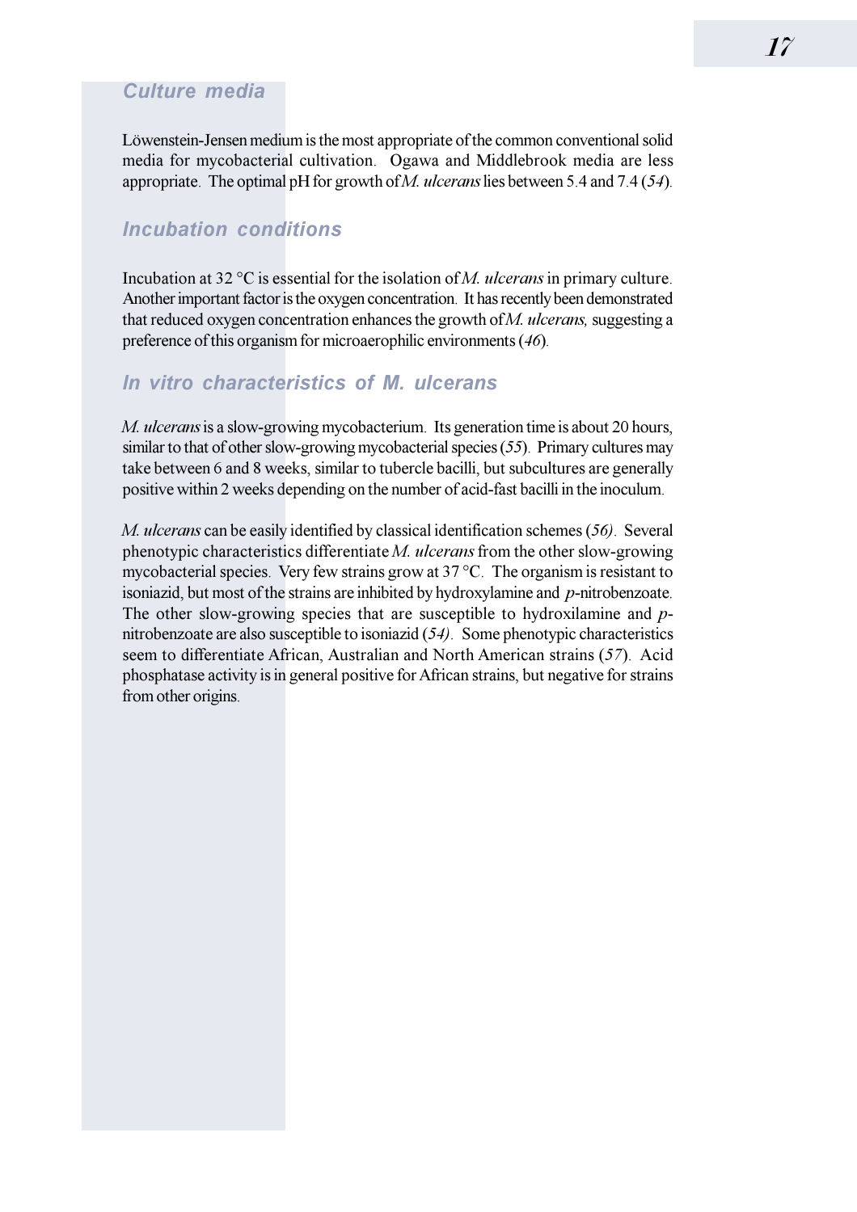### *Culture media*

Löwenstein-Jensen medium is the most appropriate of the common conventional solid media for mycobacterial cultivation. Ogawa and Middlebrook media are less appropriate. The optimal pH for growth of *M. ulcerans* lies between 5.4 and 7.4 (*54*).

### *Incubation conditions*

Incubation at 32 °C is essential for the isolation of *M. ulcerans* in primary culture. Another important factor is the oxygen concentration. It has recently been demonstrated that reduced oxygen concentration enhances the growth of *M. ulcerans,* suggesting a preference of this organism for microaerophilic environments (*46*).

### *In vitro characteristics of M. ulcerans*

*M. ulcerans* is a slow-growing mycobacterium. Its generation time is about 20 hours, similar to that of other slow-growing mycobacterial species (*55*). Primary cultures may take between 6 and 8 weeks, similar to tubercle bacilli, but subcultures are generally positive within 2 weeks depending on the number of acid-fast bacilli in the inoculum.

*M. ulcerans* can be easily identified by classical identification schemes (*56)*. Several phenotypic characteristics differentiate *M. ulcerans* from the other slow-growing mycobacterial species. Very few strains grow at 37 °C. The organism is resistant to isoniazid, but most of the strains are inhibited by hydroxylamine and *p*-nitrobenzoate. The other slow-growing species that are susceptible to hydroxilamine and *p*-nitrobenzoate are also susceptible to isoniazid (*54)*. Some phenotypic characteristics seem to differentiate African, Australian and North American strains (*57*). Acid phosphatase activity is in general positive for African strains, but negative for strains from other origins.